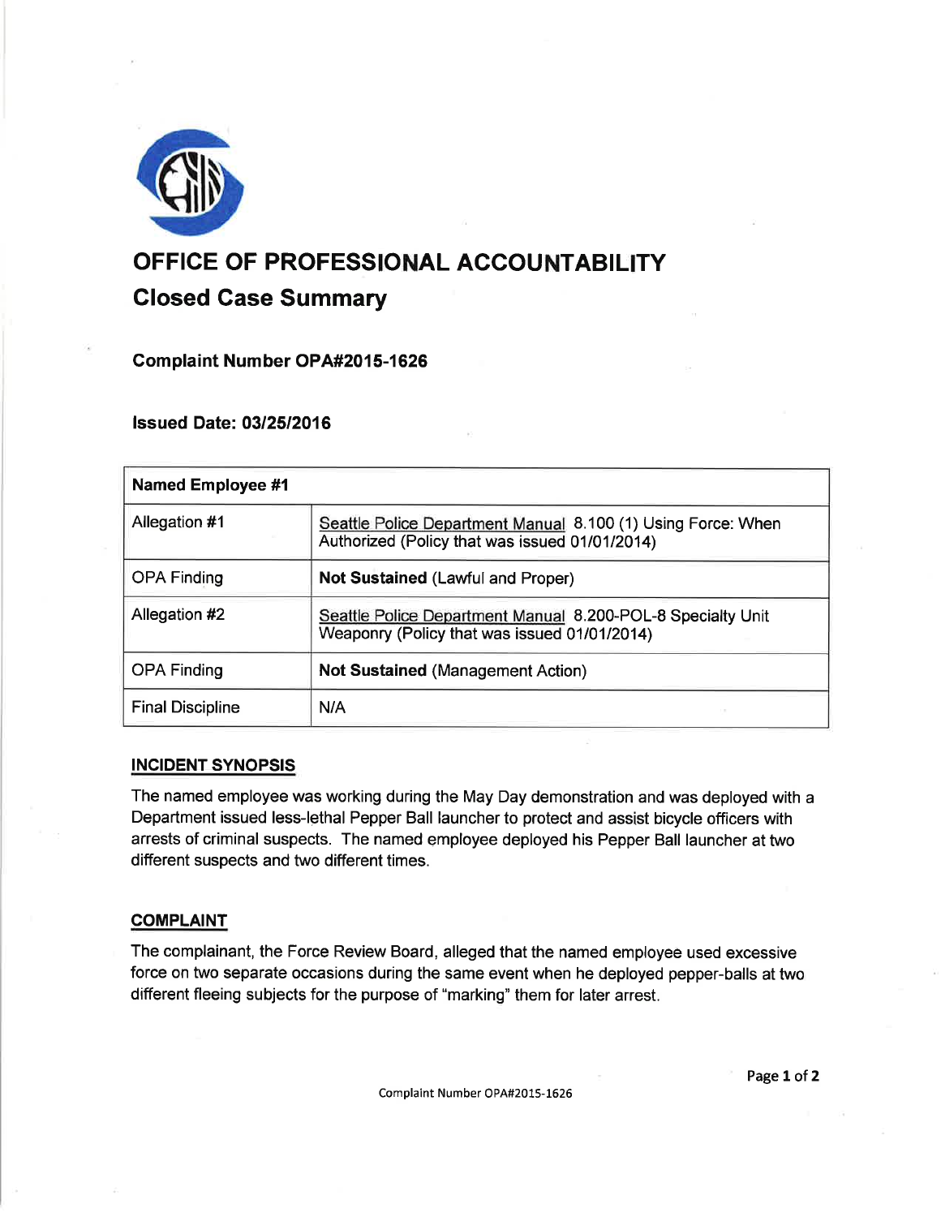# OFFICE OF PROFESSIONAL ACCOUNTABILITY

## Closed Case Summary

**Complaint Number OPA#2015-1626**

**Issued Date: 03/25/2016**

| **Named Employee #1** | |
|---|---|
| Allegation #1 | Seattle Police Department Manual 8.100 (1) Using Force: When Authorized (Policy that was issued 01/01/2014) |
| OPA Finding | **Not Sustained** (Lawful and Proper) |
| Allegation #2 | Seattle Police Department Manual 8.200-POL-8 Specialty Unit Weaponry (Policy that was issued 01/01/2014) |
| OPA Finding | **Not Sustained** (Management Action) |
| Final Discipline | N/A |

### INCIDENT SYNOPSIS

The named employee was working during the May Day demonstration and was deployed with a Department issued less-lethal Pepper Ball launcher to protect and assist bicycle officers with arrests of criminal suspects. The named employee deployed his Pepper Ball launcher at two different suspects and two different times.

### COMPLAINT

The complainant, the Force Review Board, alleged that the named employee used excessive force on two separate occasions during the same event when he deployed pepper-balls at two different fleeing subjects for the purpose of "marking" them for later arrest.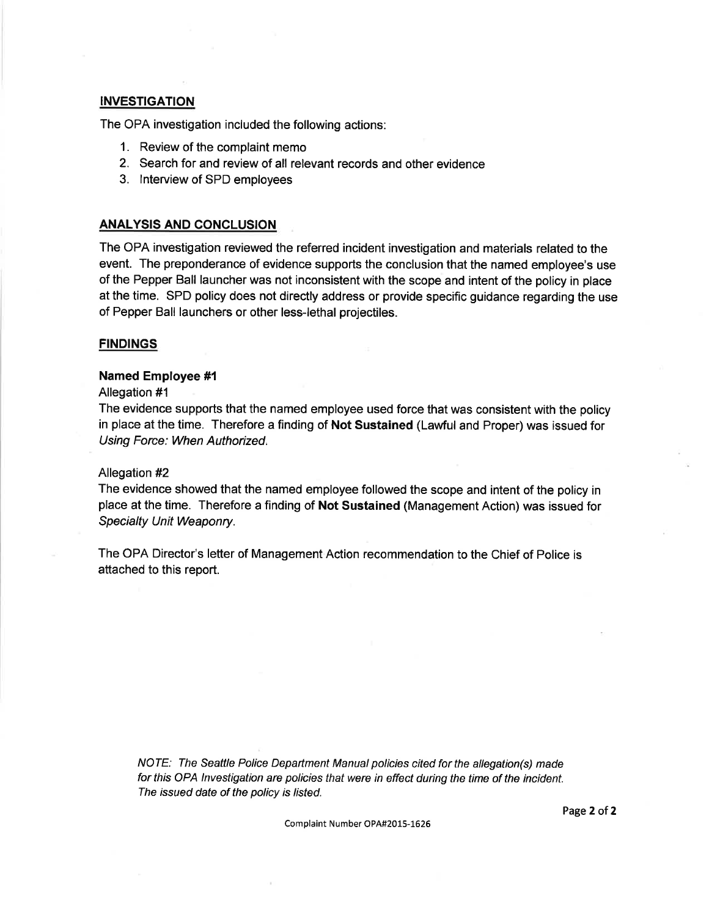## INVESTIGATION

The OPA investigation included the following actions:

1. Review of the complaint memo
2. Search for and review of all relevant records and other evidence
3. Interview of SPD employees

## ANALYSIS AND CONCLUSION

The OPA investigation reviewed the referred incident investigation and materials related to the event. The preponderance of evidence supports the conclusion that the named employee's use of the Pepper Ball launcher was not inconsistent with the scope and intent of the policy in place at the time. SPD policy does not directly address or provide specific guidance regarding the use of Pepper Ball launchers or other less-lethal projectiles.

## FINDINGS

### Named Employee #1

Allegation #1

The evidence supports that the named employee used force that was consistent with the policy in place at the time. Therefore a finding of **Not Sustained** (Lawful and Proper) was issued for *Using Force: When Authorized.*

Allegation #2

The evidence showed that the named employee followed the scope and intent of the policy in place at the time. Therefore a finding of **Not Sustained** (Management Action) was issued for *Specialty Unit Weaponry.*

The OPA Director's letter of Management Action recommendation to the Chief of Police is attached to this report.

*NOTE: The Seattle Police Department Manual policies cited for the allegation(s) made for this OPA Investigation are policies that were in effect during the time of the incident. The issued date of the policy is listed.*

Complaint Number OPA#2015-1626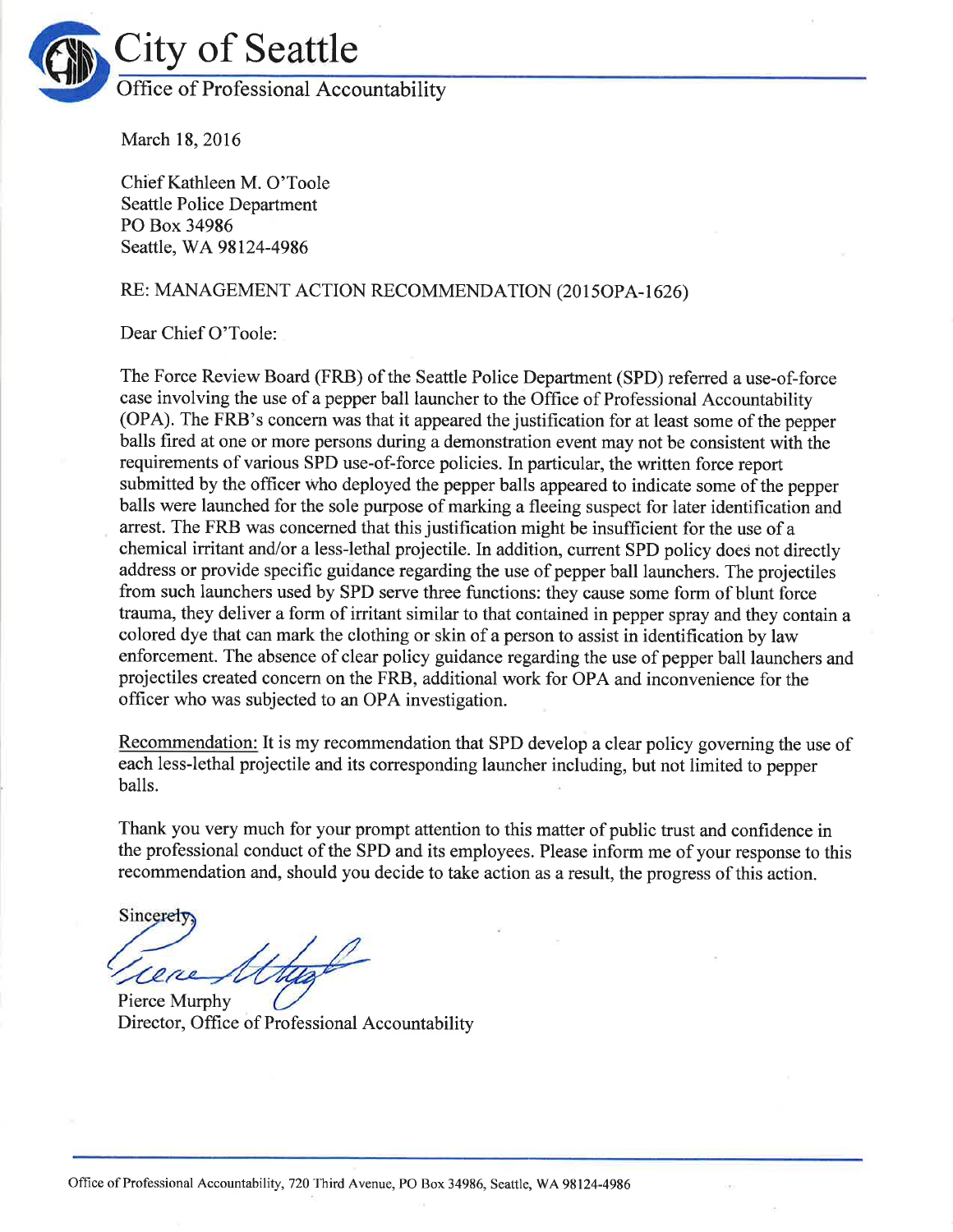# City of Seattle

## Office of Professional Accountability

March 18, 2016

Chief Kathleen M. O'Toole
Seattle Police Department
PO Box 34986
Seattle, WA 98124-4986

RE: MANAGEMENT ACTION RECOMMENDATION (2015OPA-1626)

Dear Chief O'Toole:

The Force Review Board (FRB) of the Seattle Police Department (SPD) referred a use-of-force case involving the use of a pepper ball launcher to the Office of Professional Accountability (OPA). The FRB's concern was that it appeared the justification for at least some of the pepper balls fired at one or more persons during a demonstration event may not be consistent with the requirements of various SPD use-of-force policies. In particular, the written force report submitted by the officer who deployed the pepper balls appeared to indicate some of the pepper balls were launched for the sole purpose of marking a fleeing suspect for later identification and arrest. The FRB was concerned that this justification might be insufficient for the use of a chemical irritant and/or a less-lethal projectile. In addition, current SPD policy does not directly address or provide specific guidance regarding the use of pepper ball launchers. The projectiles from such launchers used by SPD serve three functions: they cause some form of blunt force trauma, they deliver a form of irritant similar to that contained in pepper spray and they contain a colored dye that can mark the clothing or skin of a person to assist in identification by law enforcement. The absence of clear policy guidance regarding the use of pepper ball launchers and projectiles created concern on the FRB, additional work for OPA and inconvenience for the officer who was subjected to an OPA investigation.

Recommendation: It is my recommendation that SPD develop a clear policy governing the use of each less-lethal projectile and its corresponding launcher including, but not limited to pepper balls.

Thank you very much for your prompt attention to this matter of public trust and confidence in the professional conduct of the SPD and its employees. Please inform me of your response to this recommendation and, should you decide to take action as a result, the progress of this action.

Sincerely,

Pierce Murphy
Director, Office of Professional Accountability

Office of Professional Accountability, 720 Third Avenue, PO Box 34986, Seattle, WA 98124-4986